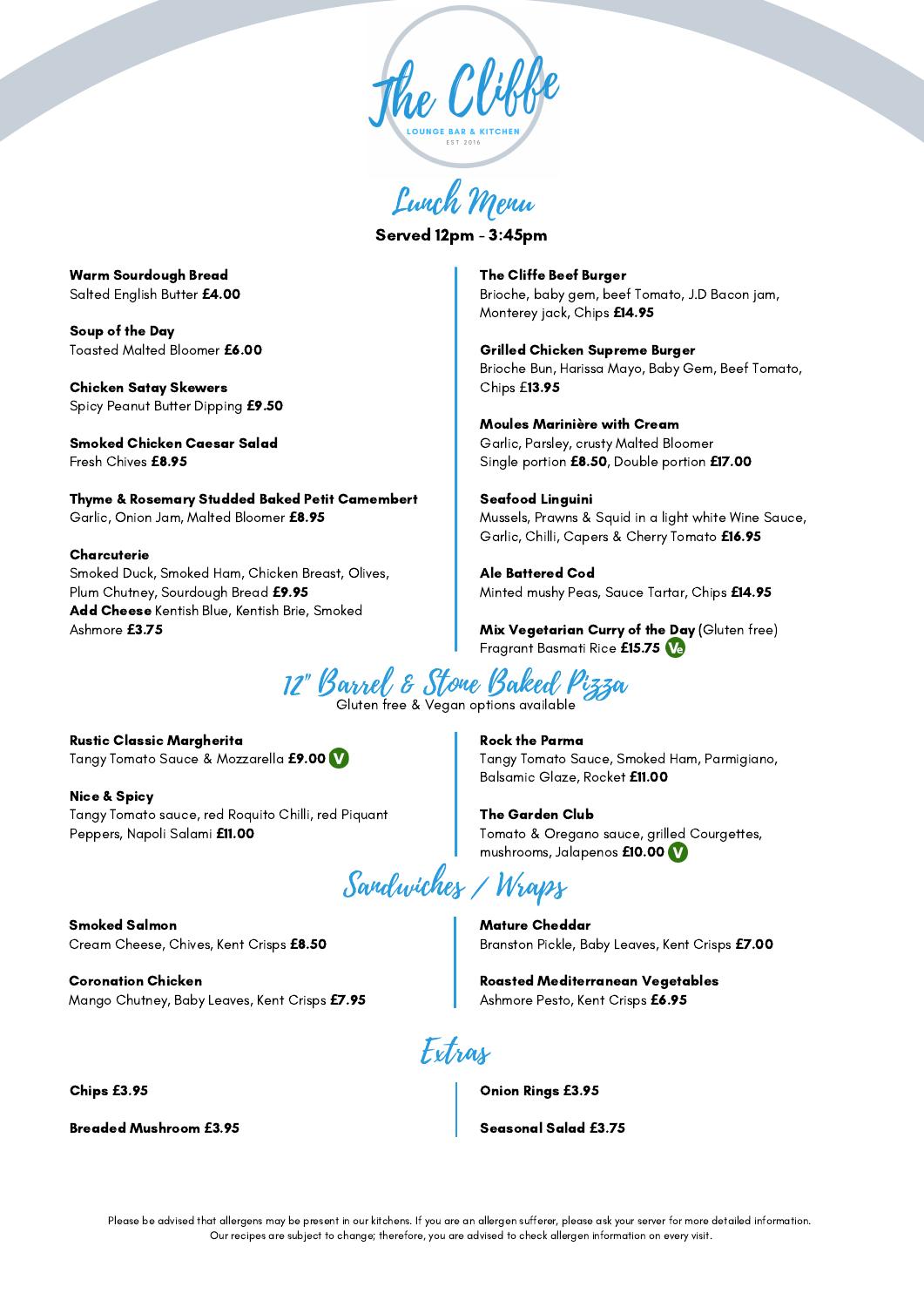# The Cliffe

LOUNGE BAR & KITCHEN

EST 2016

## Lunch Menu

**Served 12pm - 3:45pm**

**Warm Sourdough Bread**
Salted English Butter **£4.00**

**Soup of the Day**
Toasted Malted Bloomer **£6.00**

**Chicken Satay Skewers**
Spicy Peanut Butter Dipping **£9.50**

**Smoked Chicken Caesar Salad**
Fresh Chives **£8.95**

**Thyme & Rosemary Studded Baked Petit Camembert**
Garlic, Onion Jam, Malted Bloomer **£8.95**

**Charcuterie**
Smoked Duck, Smoked Ham, Chicken Breast, Olives, Plum Chutney, Sourdough Bread **£9.95**
**Add Cheese** Kentish Blue, Kentish Brie, Smoked Ashmore **£3.75**

**The Cliffe Beef Burger**
Brioche, baby gem, beef Tomato, J.D Bacon jam, Monterey jack, Chips **£14.95**

**Grilled Chicken Supreme Burger**
Brioche Bun, Harissa Mayo, Baby Gem, Beef Tomato, Chips £**13.95**

**Moules Marinière with Cream**
Garlic, Parsley, crusty Malted Bloomer
Single portion **£8.50**, Double portion **£17.00**

**Seafood Linguini**
Mussels, Prawns & Squid in a light white Wine Sauce, Garlic, Chilli, Capers & Cherry Tomato **£16.95**

**Ale Battered Cod**
Minted mushy Peas, Sauce Tartar, Chips **£14.95**

**Mix Vegetarian Curry of the Day** (Gluten free)
Fragrant Basmati Rice **£15.75** (Ve)

## 12" Barrel & Stone Baked Pizza

Gluten free & Vegan options available

**Rustic Classic Margherita**
Tangy Tomato Sauce & Mozzarella **£9.00** (V)

**Nice & Spicy**
Tangy Tomato sauce, red Roquito Chilli, red Piquant Peppers, Napoli Salami **£11.00**

**Rock the Parma**
Tangy Tomato Sauce, Smoked Ham, Parmigiano, Balsamic Glaze, Rocket **£11.00**

**The Garden Club**
Tomato & Oregano sauce, grilled Courgettes, mushrooms, Jalapenos **£10.00** (V)

## Sandwiches / Wraps

**Smoked Salmon**
Cream Cheese, Chives, Kent Crisps **£8.50**

**Coronation Chicken**
Mango Chutney, Baby Leaves, Kent Crisps **£7.95**

**Mature Cheddar**
Branston Pickle, Baby Leaves, Kent Crisps **£7.00**

**Roasted Mediterranean Vegetables**
Ashmore Pesto, Kent Crisps **£6.95**

## Extras

**Chips £3.95**

**Breaded Mushroom £3.95**

**Onion Rings £3.95**

**Seasonal Salad £3.75**

Please be advised that allergens may be present in our kitchens. If you are an allergen sufferer, please ask your server for more detailed information. Our recipes are subject to change; therefore, you are advised to check allergen information on every visit.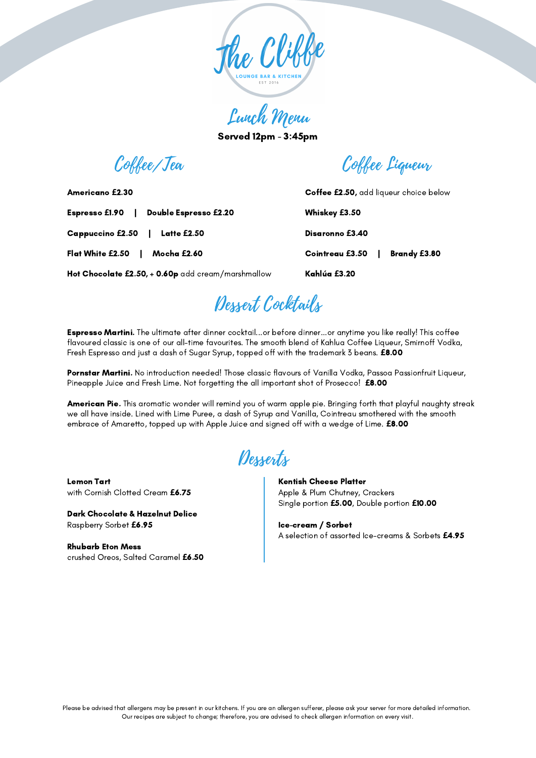# The Cliffe

LOUNGE BAR & KITCHEN

EST 2016

## Lunch Menu

**Served 12pm - 3:45pm**

## Coffee/Tea

**Americano £2.30**

**Espresso £1.90** | **Double Espresso £2.20**

**Cappuccino £2.50** | **Latte £2.50**

**Flat White £2.50** | **Mocha £2.60**

**Hot Chocolate £2.50,** + **0.60p** add cream/marshmallow

## Coffee Liqueur

**Coffee £2.50,** add liqueur choice below

**Whiskey £3.50**

**Disaronno £3.40**

**Cointreau £3.50** | **Brandy £3.80**

**Kahlúa £3.20**

## Dessert Cocktails

**Espresso Martini.** The ultimate after dinner cocktail...or before dinner...or anytime you like really! This coffee flavoured classic is one of our all-time favourites. The smooth blend of Kahlua Coffee Liqueur, Smirnoff Vodka, Fresh Espresso and just a dash of Sugar Syrup, topped off with the trademark 3 beans. **£8.00**

**Pornstar Martini.** No introduction needed! Those classic flavours of Vanilla Vodka, Passoa Passionfruit Liqueur, Pineapple Juice and Fresh Lime. Not forgetting the all important shot of Prosecco! **£8.00**

**American Pie.** This aromatic wonder will remind you of warm apple pie. Bringing forth that playful naughty streak we all have inside. Lined with Lime Puree, a dash of Syrup and Vanilla, Cointreau smothered with the smooth embrace of Amaretto, topped up with Apple Juice and signed off with a wedge of Lime. **£8.00**

## Desserts

**Lemon Tart**
with Cornish Clotted Cream **£6.75**

**Dark Chocolate & Hazelnut Delice**
Raspberry Sorbet **£6.95**

**Rhubarb Eton Mess**
crushed Oreos, Salted Caramel **£6.50**

**Kentish Cheese Platter**
Apple & Plum Chutney, Crackers
Single portion **£5.00**, Double portion **£10.00**

**Ice-cream / Sorbet**
A selection of assorted Ice-creams & Sorbets **£4.95**

Please be advised that allergens may be present in our kitchens. If you are an allergen sufferer, please ask your server for more detailed information. Our recipes are subject to change; therefore, you are advised to check allergen information on every visit.